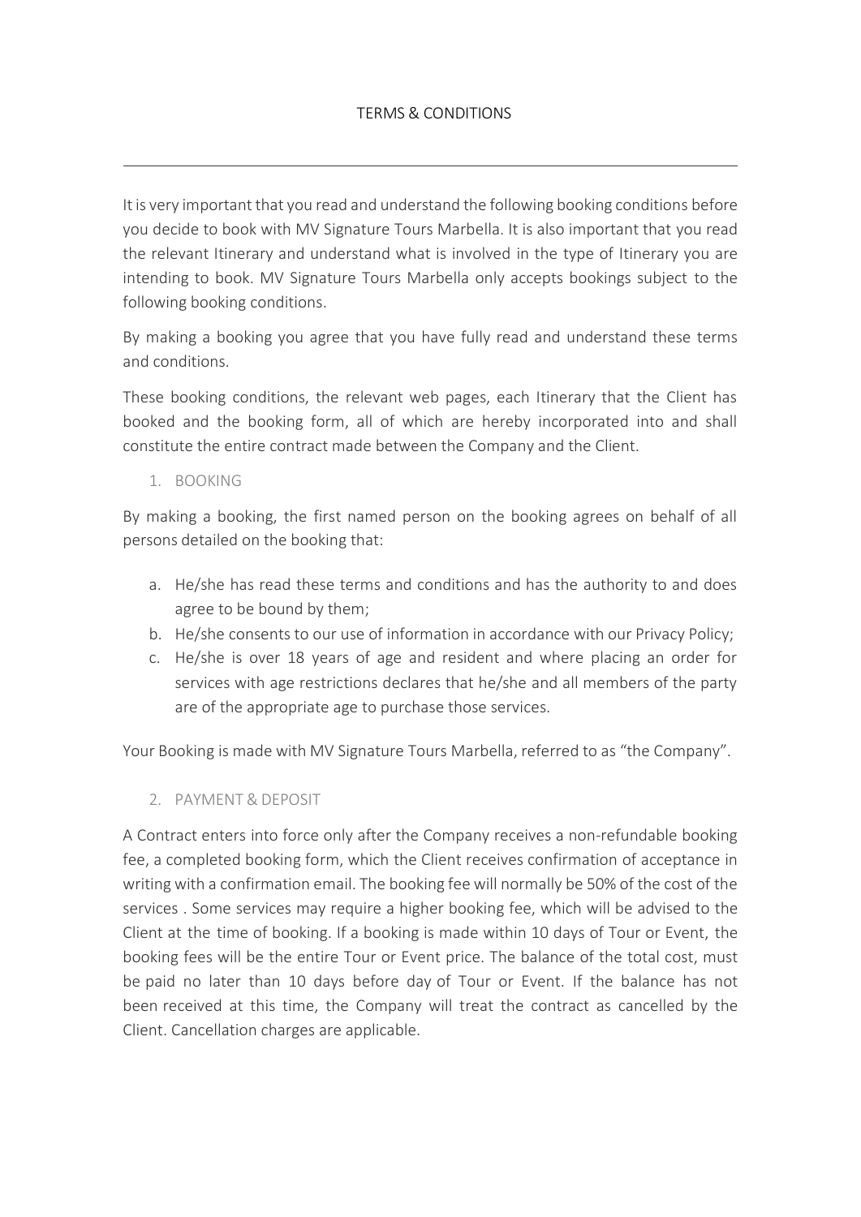# TERMS & CONDITIONS

---

It is very important that you read and understand the following booking conditions before you decide to book with MV Signature Tours Marbella. It is also important that you read the relevant Itinerary and understand what is involved in the type of Itinerary you are intending to book. MV Signature Tours Marbella only accepts bookings subject to the following booking conditions.

By making a booking you agree that you have fully read and understand these terms and conditions.

These booking conditions, the relevant web pages, each Itinerary that the Client has booked and the booking form, all of which are hereby incorporated into and shall constitute the entire contract made between the Company and the Client.

## 1. BOOKING

By making a booking, the first named person on the booking agrees on behalf of all persons detailed on the booking that:

a. He/she has read these terms and conditions and has the authority to and does agree to be bound by them;
b. He/she consents to our use of information in accordance with our Privacy Policy;
c. He/she is over 18 years of age and resident and where placing an order for services with age restrictions declares that he/she and all members of the party are of the appropriate age to purchase those services.

Your Booking is made with MV Signature Tours Marbella, referred to as "the Company".

## 2. PAYMENT & DEPOSIT

A Contract enters into force only after the Company receives a non-refundable booking fee, a completed booking form, which the Client receives confirmation of acceptance in writing with a confirmation email. The booking fee will normally be 50% of the cost of the services . Some services may require a higher booking fee, which will be advised to the Client at the time of booking. If a booking is made within 10 days of Tour or Event, the booking fees will be the entire Tour or Event price. The balance of the total cost, must be paid no later than 10 days before day of Tour or Event. If the balance has not been received at this time, the Company will treat the contract as cancelled by the Client. Cancellation charges are applicable.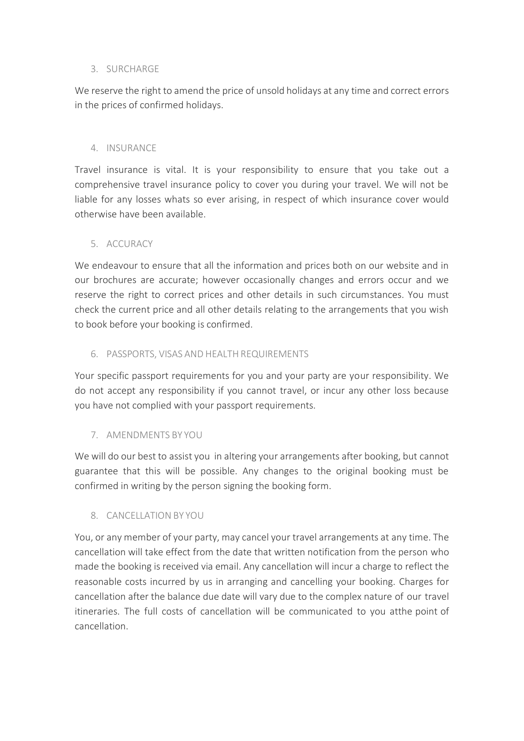## 3. SURCHARGE

We reserve the right to amend the price of unsold holidays at any time and correct errors in the prices of confirmed holidays.

## 4. INSURANCE

Travel insurance is vital. It is your responsibility to ensure that you take out a comprehensive travel insurance policy to cover you during your travel. We will not be liable for any losses whats so ever arising, in respect of which insurance cover would otherwise have been available.

## 5. ACCURACY

We endeavour to ensure that all the information and prices both on our website and in our brochures are accurate; however occasionally changes and errors occur and we reserve the right to correct prices and other details in such circumstances. You must check the current price and all other details relating to the arrangements that you wish to book before your booking is confirmed.

## 6. PASSPORTS, VISAS AND HEALTH REQUIREMENTS

Your specific passport requirements for you and your party are your responsibility. We do not accept any responsibility if you cannot travel, or incur any other loss because you have not complied with your passport requirements.

## 7. AMENDMENTS BY YOU

We will do our best to assist you in altering your arrangements after booking, but cannot guarantee that this will be possible. Any changes to the original booking must be confirmed in writing by the person signing the booking form.

## 8. CANCELLATION BY YOU

You, or any member of your party, may cancel your travel arrangements at any time. The cancellation will take effect from the date that written notification from the person who made the booking is received via email. Any cancellation will incur a charge to reflect the reasonable costs incurred by us in arranging and cancelling your booking. Charges for cancellation after the balance due date will vary due to the complex nature of our travel itineraries. The full costs of cancellation will be communicated to you atthe point of cancellation.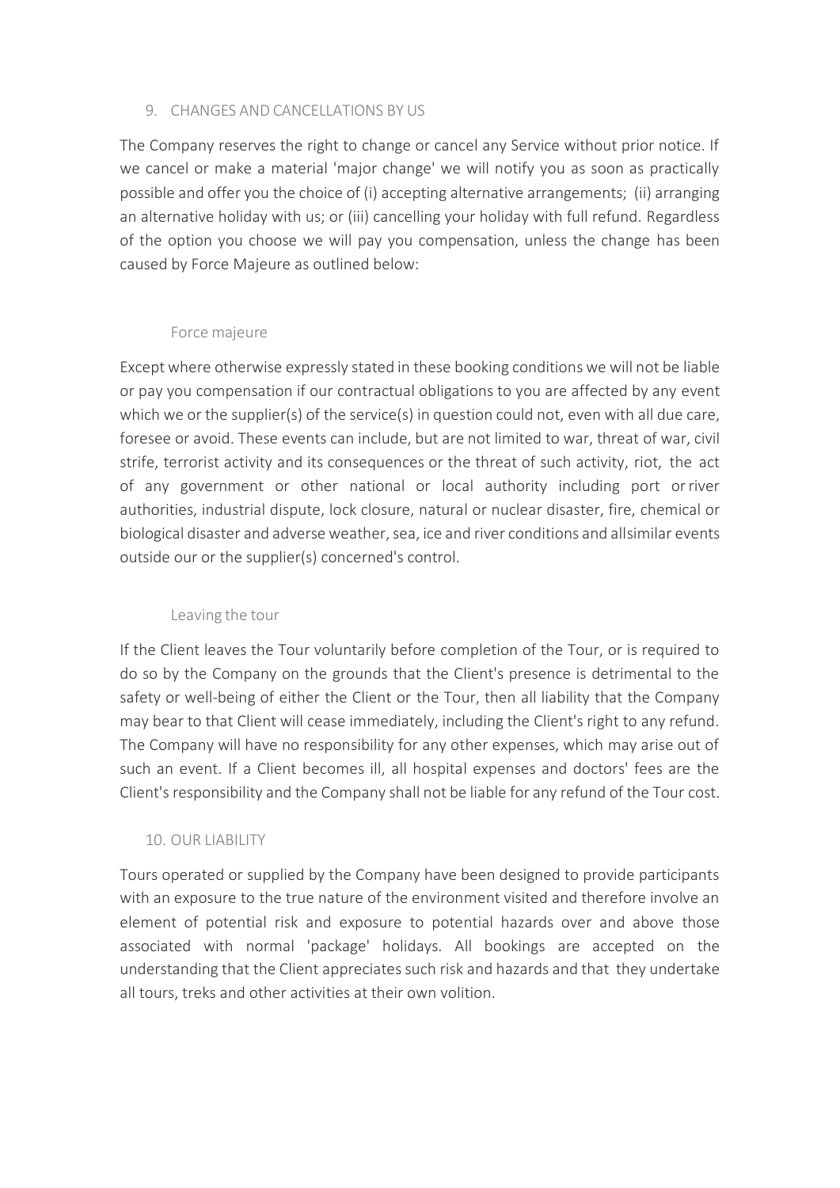## 9. CHANGES AND CANCELLATIONS BY US

The Company reserves the right to change or cancel any Service without prior notice. If we cancel or make a material 'major change' we will notify you as soon as practically possible and offer you the choice of (i) accepting alternative arrangements; (ii) arranging an alternative holiday with us; or (iii) cancelling your holiday with full refund. Regardless of the option you choose we will pay you compensation, unless the change has been caused by Force Majeure as outlined below:

### Force majeure

Except where otherwise expressly stated in these booking conditions we will not be liable or pay you compensation if our contractual obligations to you are affected by any event which we or the supplier(s) of the service(s) in question could not, even with all due care, foresee or avoid. These events can include, but are not limited to war, threat of war, civil strife, terrorist activity and its consequences or the threat of such activity, riot, the act of any government or other national or local authority including port or river authorities, industrial dispute, lock closure, natural or nuclear disaster, fire, chemical or biological disaster and adverse weather, sea, ice and river conditions and allsimilar events outside our or the supplier(s) concerned's control.

### Leaving the tour

If the Client leaves the Tour voluntarily before completion of the Tour, or is required to do so by the Company on the grounds that the Client's presence is detrimental to the safety or well-being of either the Client or the Tour, then all liability that the Company may bear to that Client will cease immediately, including the Client's right to any refund. The Company will have no responsibility for any other expenses, which may arise out of such an event. If a Client becomes ill, all hospital expenses and doctors' fees are the Client's responsibility and the Company shall not be liable for any refund of the Tour cost.

## 10. OUR LIABILITY

Tours operated or supplied by the Company have been designed to provide participants with an exposure to the true nature of the environment visited and therefore involve an element of potential risk and exposure to potential hazards over and above those associated with normal 'package' holidays. All bookings are accepted on the understanding that the Client appreciates such risk and hazards and that they undertake all tours, treks and other activities at their own volition.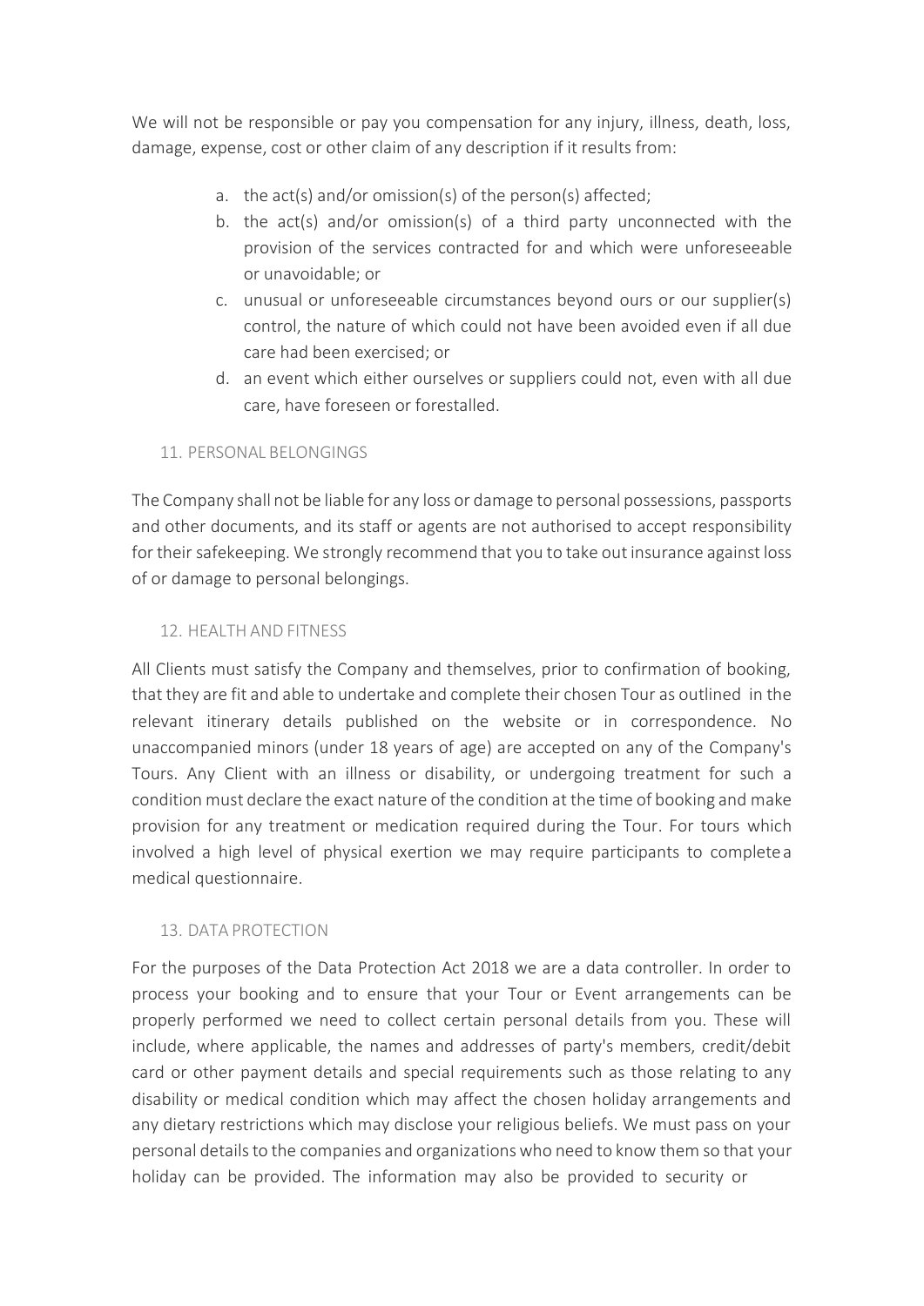We will not be responsible or pay you compensation for any injury, illness, death, loss, damage, expense, cost or other claim of any description if it results from:

a. the act(s) and/or omission(s) of the person(s) affected;
b. the act(s) and/or omission(s) of a third party unconnected with the provision of the services contracted for and which were unforeseeable or unavoidable; or
c. unusual or unforeseeable circumstances beyond ours or our supplier(s) control, the nature of which could not have been avoided even if all due care had been exercised; or
d. an event which either ourselves or suppliers could not, even with all due care, have foreseen or forestalled.

## 11. PERSONAL BELONGINGS

The Company shall not be liable for any loss or damage to personal possessions, passports and other documents, and its staff or agents are not authorised to accept responsibility for their safekeeping. We strongly recommend that you to take out insurance against loss of or damage to personal belongings.

## 12. HEALTH AND FITNESS

All Clients must satisfy the Company and themselves, prior to confirmation of booking, that they are fit and able to undertake and complete their chosen Tour as outlined in the relevant itinerary details published on the website or in correspondence. No unaccompanied minors (under 18 years of age) are accepted on any of the Company's Tours. Any Client with an illness or disability, or undergoing treatment for such a condition must declare the exact nature of the condition at the time of booking and make provision for any treatment or medication required during the Tour. For tours which involved a high level of physical exertion we may require participants to complete a medical questionnaire.

## 13. DATA PROTECTION

For the purposes of the Data Protection Act 2018 we are a data controller. In order to process your booking and to ensure that your Tour or Event arrangements can be properly performed we need to collect certain personal details from you. These will include, where applicable, the names and addresses of party's members, credit/debit card or other payment details and special requirements such as those relating to any disability or medical condition which may affect the chosen holiday arrangements and any dietary restrictions which may disclose your religious beliefs. We must pass on your personal details to the companies and organizations who need to know them so that your holiday can be provided. The information may also be provided to security or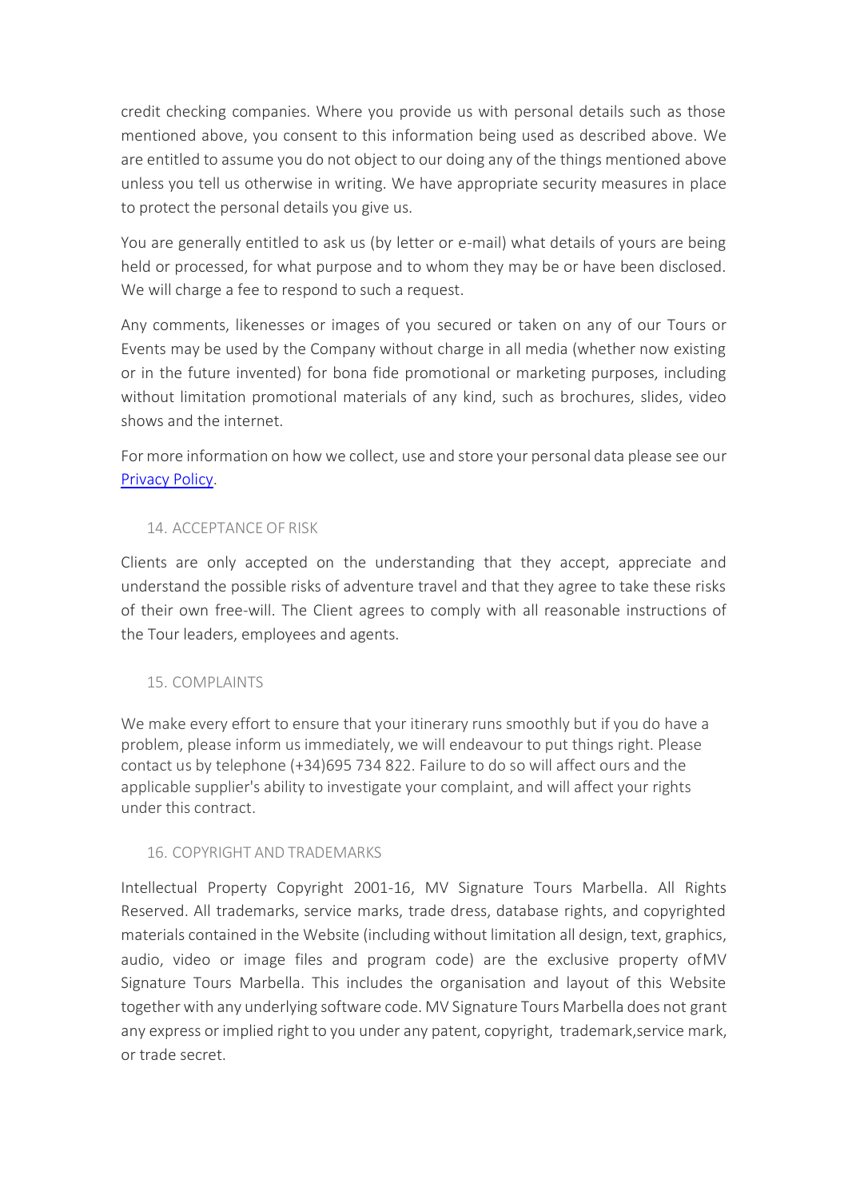credit checking companies. Where you provide us with personal details such as those mentioned above, you consent to this information being used as described above. We are entitled to assume you do not object to our doing any of the things mentioned above unless you tell us otherwise in writing. We have appropriate security measures in place to protect the personal details you give us.

You are generally entitled to ask us (by letter or e-mail) what details of yours are being held or processed, for what purpose and to whom they may be or have been disclosed. We will charge a fee to respond to such a request.

Any comments, likenesses or images of you secured or taken on any of our Tours or Events may be used by the Company without charge in all media (whether now existing or in the future invented) for bona fide promotional or marketing purposes, including without limitation promotional materials of any kind, such as brochures, slides, video shows and the internet.

For more information on how we collect, use and store your personal data please see our [Privacy Policy](Privacy Policy).

## 14. ACCEPTANCE OF RISK

Clients are only accepted on the understanding that they accept, appreciate and understand the possible risks of adventure travel and that they agree to take these risks of their own free-will. The Client agrees to comply with all reasonable instructions of the Tour leaders, employees and agents.

## 15. COMPLAINTS

We make every effort to ensure that your itinerary runs smoothly but if you do have a problem, please inform us immediately, we will endeavour to put things right. Please contact us by telephone (+34)695 734 822. Failure to do so will affect ours and the applicable supplier's ability to investigate your complaint, and will affect your rights under this contract.

## 16. COPYRIGHT AND TRADEMARKS

Intellectual Property Copyright 2001-16, MV Signature Tours Marbella. All Rights Reserved. All trademarks, service marks, trade dress, database rights, and copyrighted materials contained in the Website (including without limitation all design, text, graphics, audio, video or image files and program code) are the exclusive property ofMV Signature Tours Marbella. This includes the organisation and layout of this Website together with any underlying software code. MV Signature Tours Marbella does not grant any express or implied right to you under any patent, copyright, trademark,service mark, or trade secret.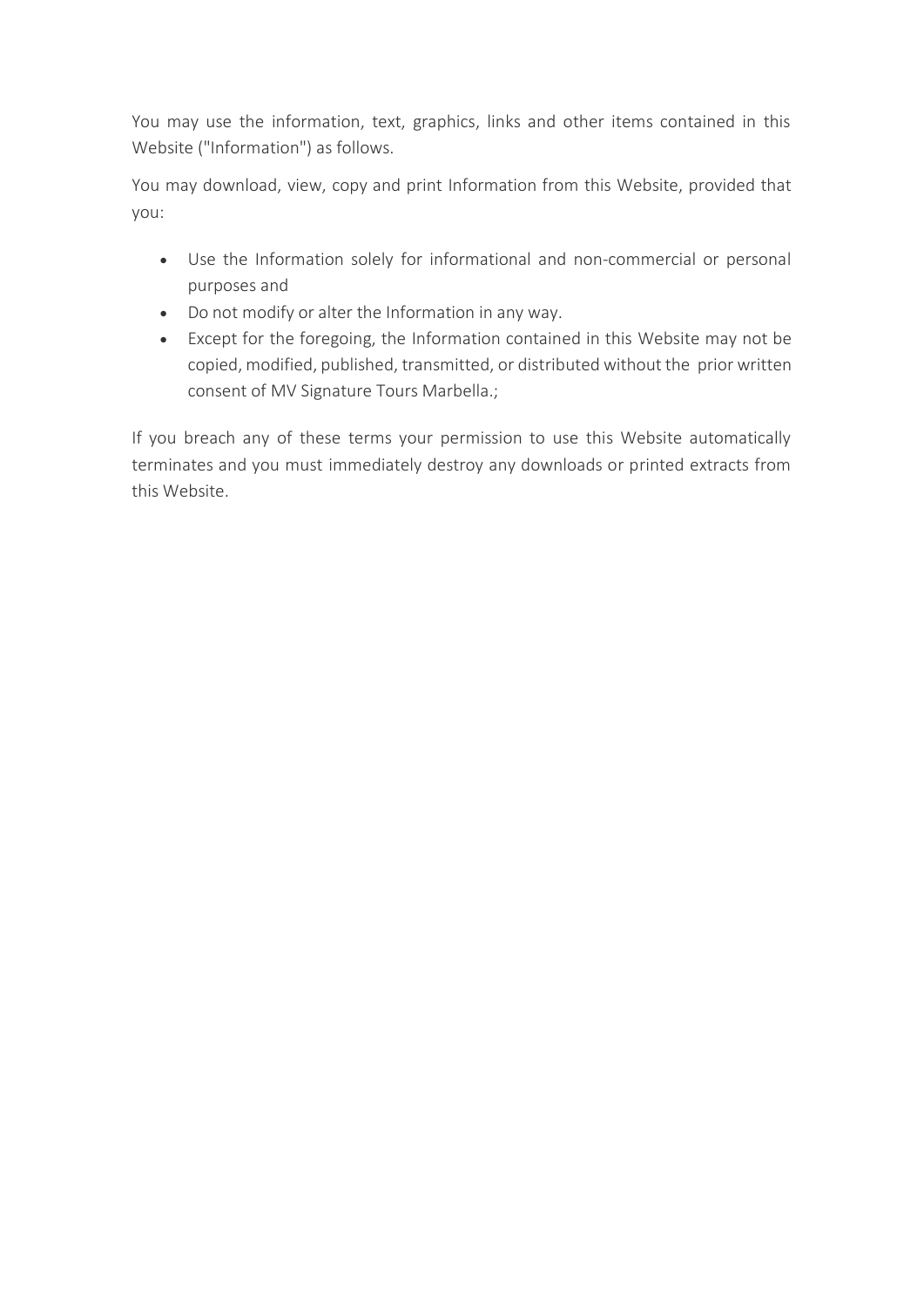You may use the information, text, graphics, links and other items contained in this Website ("Information") as follows.

You may download, view, copy and print Information from this Website, provided that you:

- Use the Information solely for informational and non-commercial or personal purposes and
- Do not modify or alter the Information in any way.
- Except for the foregoing, the Information contained in this Website may not be copied, modified, published, transmitted, or distributed without the prior written consent of MV Signature Tours Marbella.;

If you breach any of these terms your permission to use this Website automatically terminates and you must immediately destroy any downloads or printed extracts from this Website.